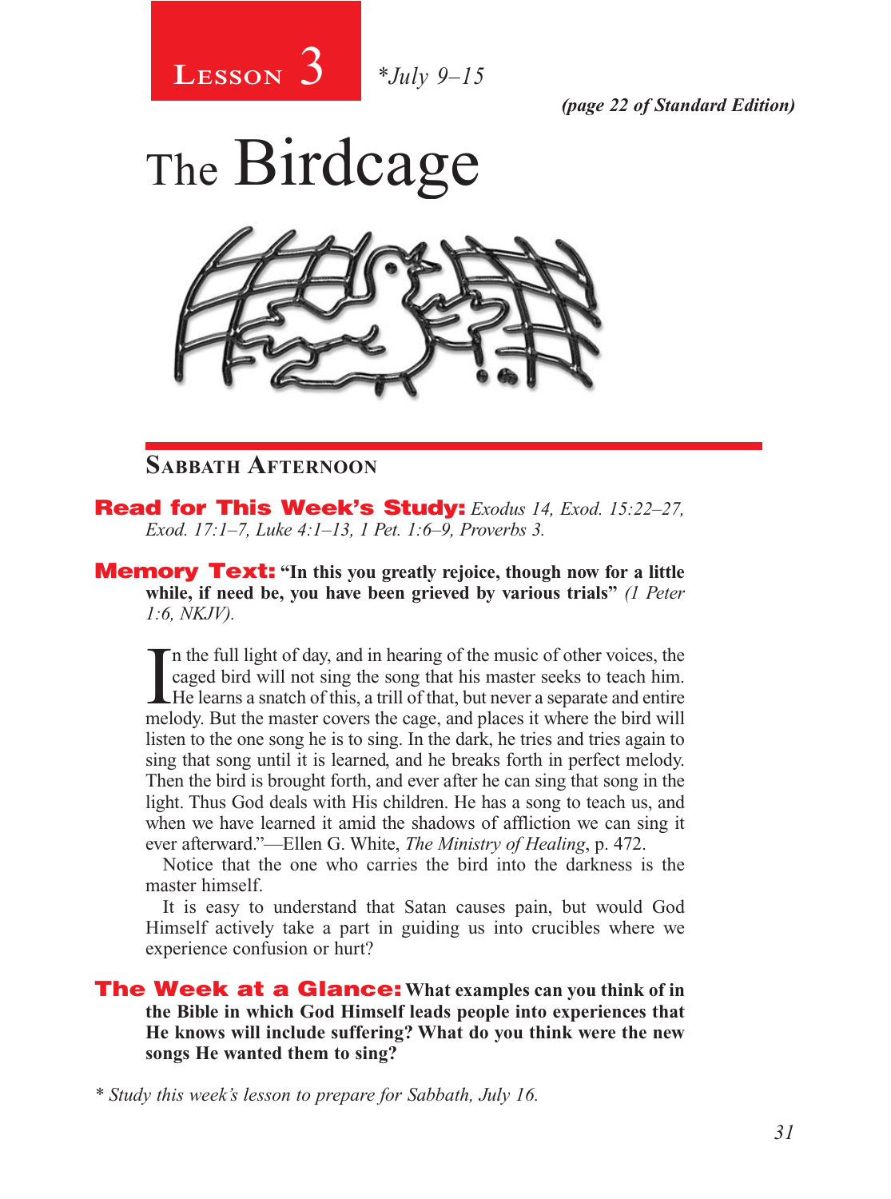**Lesson 3** *\*July 9–15*

*(page 22 of Standard Edition)*

# The Birdcage

## Sabbath Afternoon

**Read for This Week's Study:** *Exodus 14, Exod. 15:22–27, Exod. 17:1–7, Luke 4:1–13, 1 Pet. 1:6–9, Proverbs 3.*

**Memory Text:** **"In this you greatly rejoice, though now for a little while, if need be, you have been grieved by various trials"** *(1 Peter 1:6, NKJV).*

"In the full light of day, and in hearing of the music of other voices, the caged bird will not sing the song that his master seeks to teach him. He learns a snatch of this, a trill of that, but never a separate and entire melody. But the master covers the cage, and places it where the bird will listen to the one song he is to sing. In the dark, he tries and tries again to sing that song until it is learned, and he breaks forth in perfect melody. Then the bird is brought forth, and ever after he can sing that song in the light. Thus God deals with His children. He has a song to teach us, and when we have learned it amid the shadows of affliction we can sing it ever afterward."—Ellen G. White, *The Ministry of Healing*, p. 472.

Notice that the one who carries the bird into the darkness is the master himself.

It is easy to understand that Satan causes pain, but would God Himself actively take a part in guiding us into crucibles where we experience confusion or hurt?

**The Week at a Glance:** **What examples can you think of in the Bible in which God Himself leads people into experiences that He knows will include suffering? What do you think were the new songs He wanted them to sing?**

*\* Study this week's lesson to prepare for Sabbath, July 16.*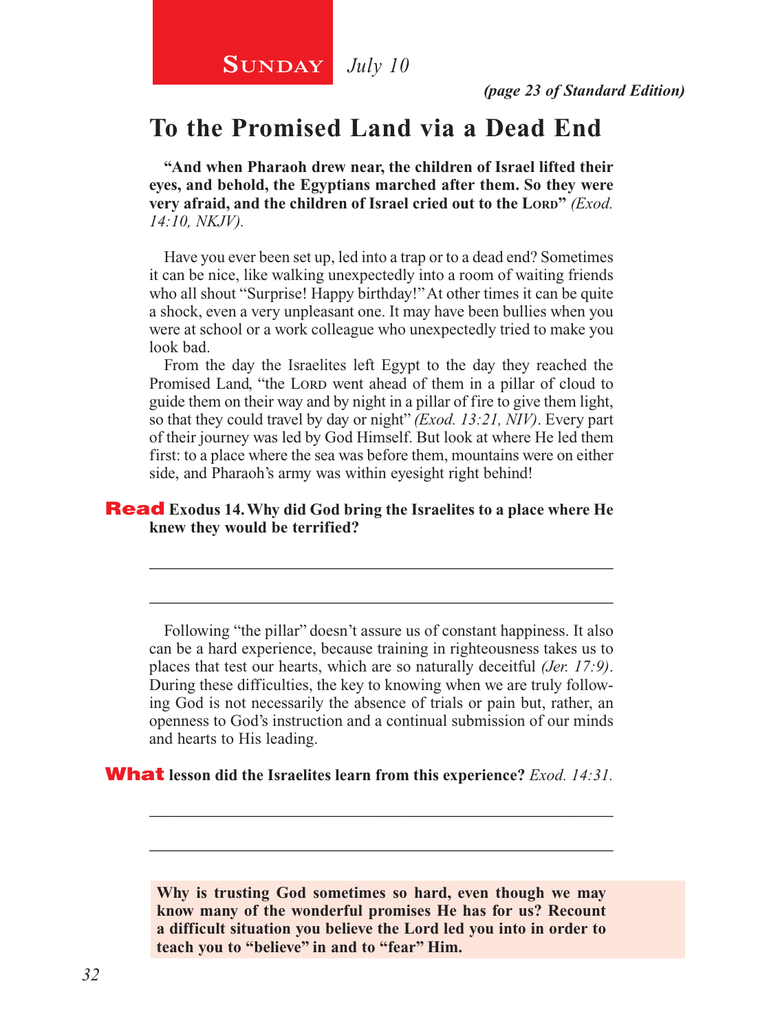**Sunday** *July 10*

*(page 23 of Standard Edition)*

# To the Promised Land via a Dead End

**"And when Pharaoh drew near, the children of Israel lifted their eyes, and behold, the Egyptians marched after them. So they were very afraid, and the children of Israel cried out to the Lord"** *(Exod. 14:10, NKJV).*

Have you ever been set up, led into a trap or to a dead end? Sometimes it can be nice, like walking unexpectedly into a room of waiting friends who all shout "Surprise! Happy birthday!" At other times it can be quite a shock, even a very unpleasant one. It may have been bullies when you were at school or a work colleague who unexpectedly tried to make you look bad.

From the day the Israelites left Egypt to the day they reached the Promised Land, "the Lord went ahead of them in a pillar of cloud to guide them on their way and by night in a pillar of fire to give them light, so that they could travel by day or night" *(Exod. 13:21, NIV)*. Every part of their journey was led by God Himself. But look at where He led them first: to a place where the sea was before them, mountains were on either side, and Pharaoh's army was within eyesight right behind!

**Read Exodus 14. Why did God bring the Israelites to a place where He knew they would be terrified?**

_______________________________________________

_______________________________________________

Following "the pillar" doesn't assure us of constant happiness. It also can be a hard experience, because training in righteousness takes us to places that test our hearts, which are so naturally deceitful *(Jer. 17:9)*. During these difficulties, the key to knowing when we are truly following God is not necessarily the absence of trials or pain but, rather, an openness to God's instruction and a continual submission of our minds and hearts to His leading.

**What lesson did the Israelites learn from this experience?** *Exod. 14:31.*

_______________________________________________

_______________________________________________

**Why is trusting God sometimes so hard, even though we may know many of the wonderful promises He has for us? Recount a difficult situation you believe the Lord led you into in order to teach you to "believe" in and to "fear" Him.**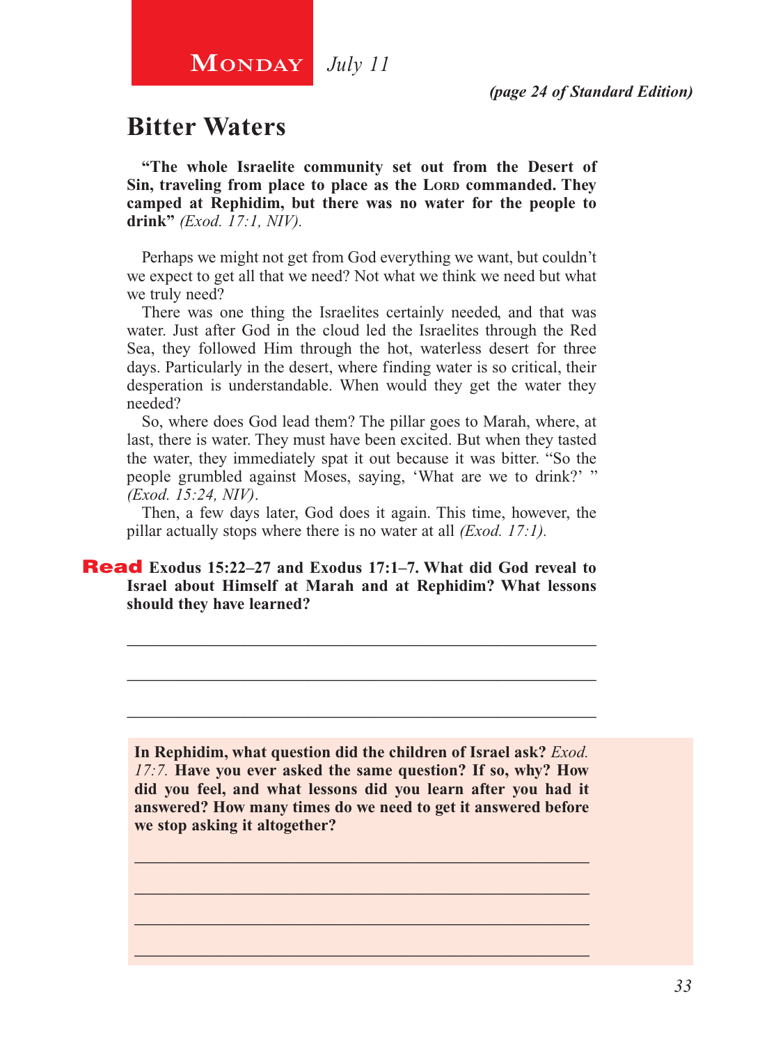**Monday** *July 11*

*(page 24 of Standard Edition)*

## Bitter Waters

**"The whole Israelite community set out from the Desert of Sin, traveling from place to place as the Lord commanded. They camped at Rephidim, but there was no water for the people to drink"** *(Exod. 17:1, NIV).*

Perhaps we might not get from God everything we want, but couldn't we expect to get all that we need? Not what we think we need but what we truly need?

There was one thing the Israelites certainly needed, and that was water. Just after God in the cloud led the Israelites through the Red Sea, they followed Him through the hot, waterless desert for three days. Particularly in the desert, where finding water is so critical, their desperation is understandable. When would they get the water they needed?

So, where does God lead them? The pillar goes to Marah, where, at last, there is water. They must have been excited. But when they tasted the water, they immediately spat it out because it was bitter. "So the people grumbled against Moses, saying, 'What are we to drink?' " *(Exod. 15:24, NIV)*.

Then, a few days later, God does it again. This time, however, the pillar actually stops where there is no water at all *(Exod. 17:1).*

**Read Exodus 15:22–27 and Exodus 17:1–7. What did God reveal to Israel about Himself at Marah and at Rephidim? What lessons should they have learned?**

_______________________________________________

_______________________________________________

_______________________________________________

**In Rephidim, what question did the children of Israel ask?** *Exod. 17:7.* **Have you ever asked the same question? If so, why? How did you feel, and what lessons did you learn after you had it answered? How many times do we need to get it answered before we stop asking it altogether?**

_______________________________________________

_______________________________________________

_______________________________________________

_______________________________________________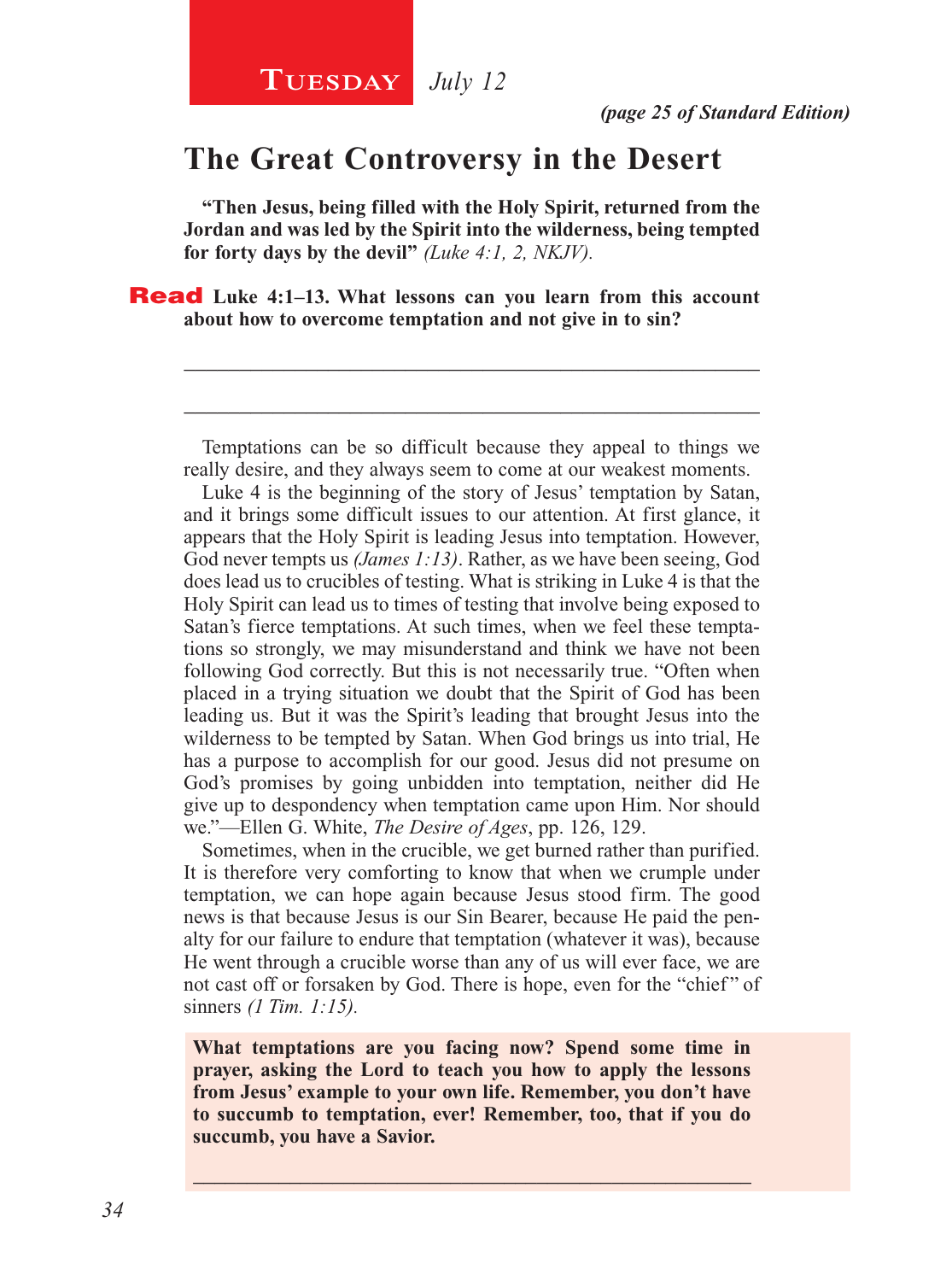**Tuesday** *July 12*

*(page 25 of Standard Edition)*

## The Great Controversy in the Desert

**"Then Jesus, being filled with the Holy Spirit, returned from the Jordan and was led by the Spirit into the wilderness, being tempted for forty days by the devil"** *(Luke 4:1, 2, NKJV).*

**Read Luke 4:1–13. What lessons can you learn from this account about how to overcome temptation and not give in to sin?**

_______________________________________________________________

_______________________________________________________________

Temptations can be so difficult because they appeal to things we really desire, and they always seem to come at our weakest moments.

Luke 4 is the beginning of the story of Jesus' temptation by Satan, and it brings some difficult issues to our attention. At first glance, it appears that the Holy Spirit is leading Jesus into temptation. However, God never tempts us *(James 1:13)*. Rather, as we have been seeing, God does lead us to crucibles of testing. What is striking in Luke 4 is that the Holy Spirit can lead us to times of testing that involve being exposed to Satan's fierce temptations. At such times, when we feel these temptations so strongly, we may misunderstand and think we have not been following God correctly. But this is not necessarily true. "Often when placed in a trying situation we doubt that the Spirit of God has been leading us. But it was the Spirit's leading that brought Jesus into the wilderness to be tempted by Satan. When God brings us into trial, He has a purpose to accomplish for our good. Jesus did not presume on God's promises by going unbidden into temptation, neither did He give up to despondency when temptation came upon Him. Nor should we."—Ellen G. White, *The Desire of Ages*, pp. 126, 129.

Sometimes, when in the crucible, we get burned rather than purified. It is therefore very comforting to know that when we crumple under temptation, we can hope again because Jesus stood firm. The good news is that because Jesus is our Sin Bearer, because He paid the penalty for our failure to endure that temptation (whatever it was), because He went through a crucible worse than any of us will ever face, we are not cast off or forsaken by God. There is hope, even for the "chief" of sinners *(1 Tim. 1:15).*

**What temptations are you facing now? Spend some time in prayer, asking the Lord to teach you how to apply the lessons from Jesus' example to your own life. Remember, you don't have to succumb to temptation, ever! Remember, too, that if you do succumb, you have a Savior.**

_______________________________________________________________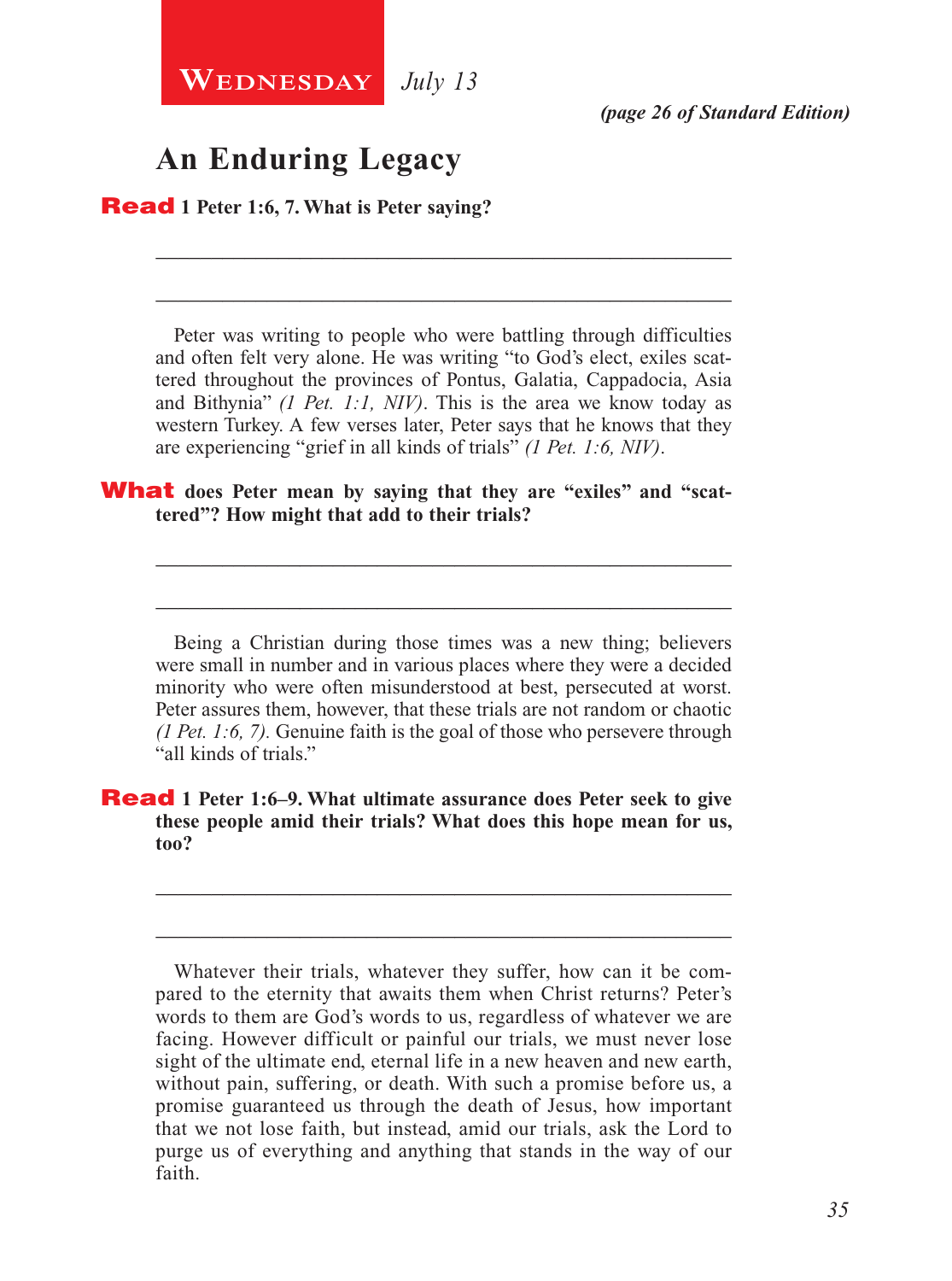**Wednesday** *July 13*

***(page 26 of Standard Edition)***

## An Enduring Legacy

**Read 1 Peter 1:6, 7. What is Peter saying?**

\_\_\_\_\_\_\_\_\_\_\_\_\_\_\_\_\_\_\_\_\_\_\_\_\_\_\_\_\_\_\_\_\_\_\_\_\_\_\_\_\_\_\_\_\_\_\_\_\_\_\_\_\_

\_\_\_\_\_\_\_\_\_\_\_\_\_\_\_\_\_\_\_\_\_\_\_\_\_\_\_\_\_\_\_\_\_\_\_\_\_\_\_\_\_\_\_\_\_\_\_\_\_\_\_\_\_

Peter was writing to people who were battling through difficulties and often felt very alone. He was writing "to God's elect, exiles scattered throughout the provinces of Pontus, Galatia, Cappadocia, Asia and Bithynia" *(1 Pet. 1:1, NIV)*. This is the area we know today as western Turkey. A few verses later, Peter says that he knows that they are experiencing "grief in all kinds of trials" *(1 Pet. 1:6, NIV)*.

**What does Peter mean by saying that they are "exiles" and "scattered"? How might that add to their trials?**

\_\_\_\_\_\_\_\_\_\_\_\_\_\_\_\_\_\_\_\_\_\_\_\_\_\_\_\_\_\_\_\_\_\_\_\_\_\_\_\_\_\_\_\_\_\_\_\_\_\_\_\_\_

\_\_\_\_\_\_\_\_\_\_\_\_\_\_\_\_\_\_\_\_\_\_\_\_\_\_\_\_\_\_\_\_\_\_\_\_\_\_\_\_\_\_\_\_\_\_\_\_\_\_\_\_\_

Being a Christian during those times was a new thing; believers were small in number and in various places where they were a decided minority who were often misunderstood at best, persecuted at worst. Peter assures them, however, that these trials are not random or chaotic *(1 Pet. 1:6, 7)*. Genuine faith is the goal of those who persevere through "all kinds of trials."

**Read 1 Peter 1:6–9. What ultimate assurance does Peter seek to give these people amid their trials? What does this hope mean for us, too?**

\_\_\_\_\_\_\_\_\_\_\_\_\_\_\_\_\_\_\_\_\_\_\_\_\_\_\_\_\_\_\_\_\_\_\_\_\_\_\_\_\_\_\_\_\_\_\_\_\_\_\_\_\_

\_\_\_\_\_\_\_\_\_\_\_\_\_\_\_\_\_\_\_\_\_\_\_\_\_\_\_\_\_\_\_\_\_\_\_\_\_\_\_\_\_\_\_\_\_\_\_\_\_\_\_\_\_

Whatever their trials, whatever they suffer, how can it be compared to the eternity that awaits them when Christ returns? Peter's words to them are God's words to us, regardless of whatever we are facing. However difficult or painful our trials, we must never lose sight of the ultimate end, eternal life in a new heaven and new earth, without pain, suffering, or death. With such a promise before us, a promise guaranteed us through the death of Jesus, how important that we not lose faith, but instead, amid our trials, ask the Lord to purge us of everything and anything that stands in the way of our faith.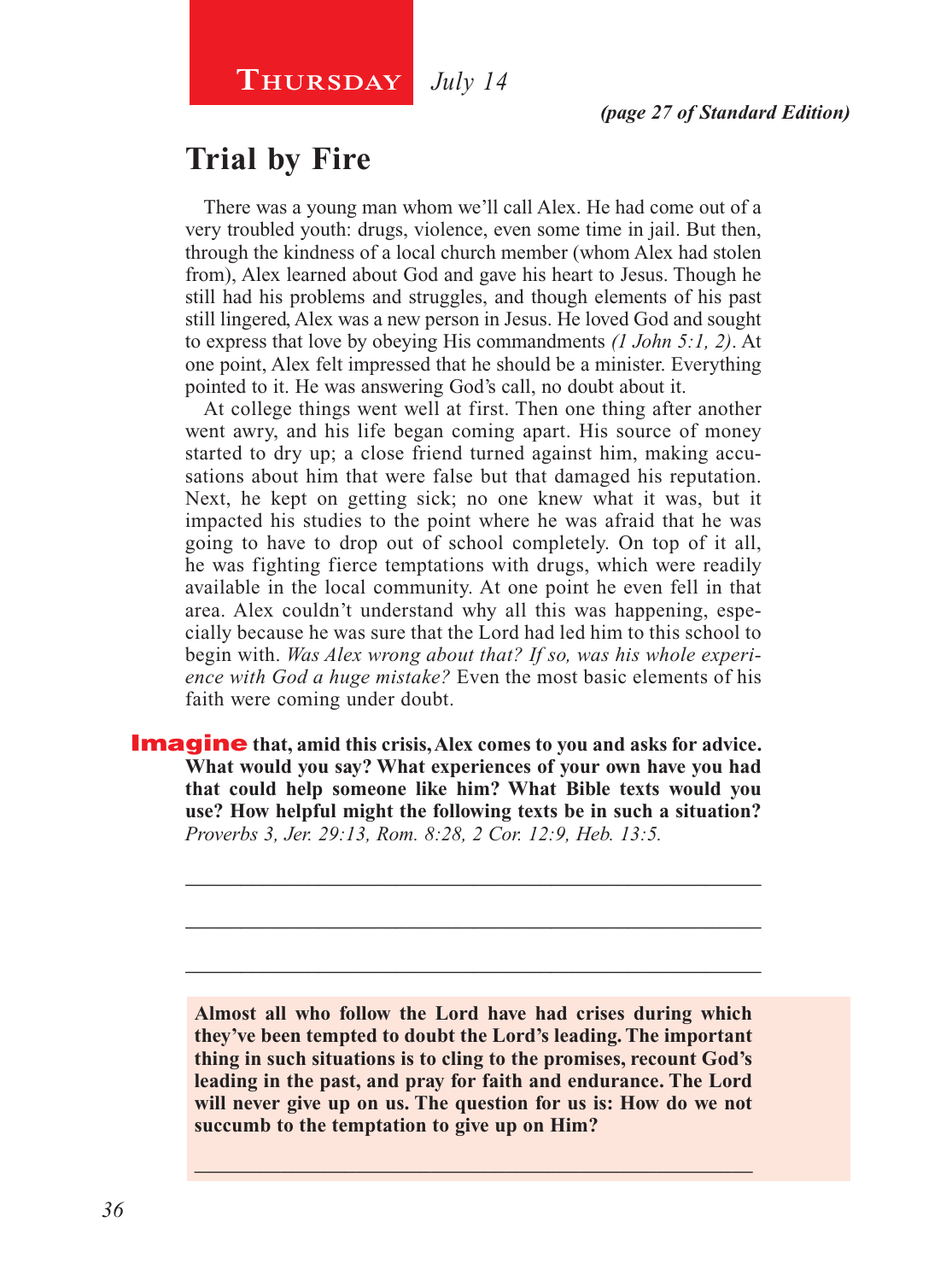**Thursday** *July 14*

*(page 27 of Standard Edition)*

## Trial by Fire

There was a young man whom we'll call Alex. He had come out of a very troubled youth: drugs, violence, even some time in jail. But then, through the kindness of a local church member (whom Alex had stolen from), Alex learned about God and gave his heart to Jesus. Though he still had his problems and struggles, and though elements of his past still lingered, Alex was a new person in Jesus. He loved God and sought to express that love by obeying His commandments *(1 John 5:1, 2)*. At one point, Alex felt impressed that he should be a minister. Everything pointed to it. He was answering God's call, no doubt about it.

At college things went well at first. Then one thing after another went awry, and his life began coming apart. His source of money started to dry up; a close friend turned against him, making accusations about him that were false but that damaged his reputation. Next, he kept on getting sick; no one knew what it was, but it impacted his studies to the point where he was afraid that he was going to have to drop out of school completely. On top of it all, he was fighting fierce temptations with drugs, which were readily available in the local community. At one point he even fell in that area. Alex couldn't understand why all this was happening, especially because he was sure that the Lord had led him to this school to begin with. *Was Alex wrong about that? If so, was his whole experience with God a huge mistake?* Even the most basic elements of his faith were coming under doubt.

**Imagine that, amid this crisis, Alex comes to you and asks for advice. What would you say? What experiences of your own have you had that could help someone like him? What Bible texts would you use? How helpful might the following texts be in such a situation?** *Proverbs 3, Jer. 29:13, Rom. 8:28, 2 Cor. 12:9, Heb. 13:5.*

\_\_\_\_\_\_\_\_\_\_\_\_\_\_\_\_\_\_\_\_\_\_\_\_\_\_\_\_\_\_\_\_\_\_\_\_\_\_\_\_\_\_\_\_\_\_\_\_\_\_

\_\_\_\_\_\_\_\_\_\_\_\_\_\_\_\_\_\_\_\_\_\_\_\_\_\_\_\_\_\_\_\_\_\_\_\_\_\_\_\_\_\_\_\_\_\_\_\_\_\_

\_\_\_\_\_\_\_\_\_\_\_\_\_\_\_\_\_\_\_\_\_\_\_\_\_\_\_\_\_\_\_\_\_\_\_\_\_\_\_\_\_\_\_\_\_\_\_\_\_\_

**Almost all who follow the Lord have had crises during which they've been tempted to doubt the Lord's leading. The important thing in such situations is to cling to the promises, recount God's leading in the past, and pray for faith and endurance. The Lord will never give up on us. The question for us is: How do we not succumb to the temptation to give up on Him?**

\_\_\_\_\_\_\_\_\_\_\_\_\_\_\_\_\_\_\_\_\_\_\_\_\_\_\_\_\_\_\_\_\_\_\_\_\_\_\_\_\_\_\_\_\_\_\_\_\_\_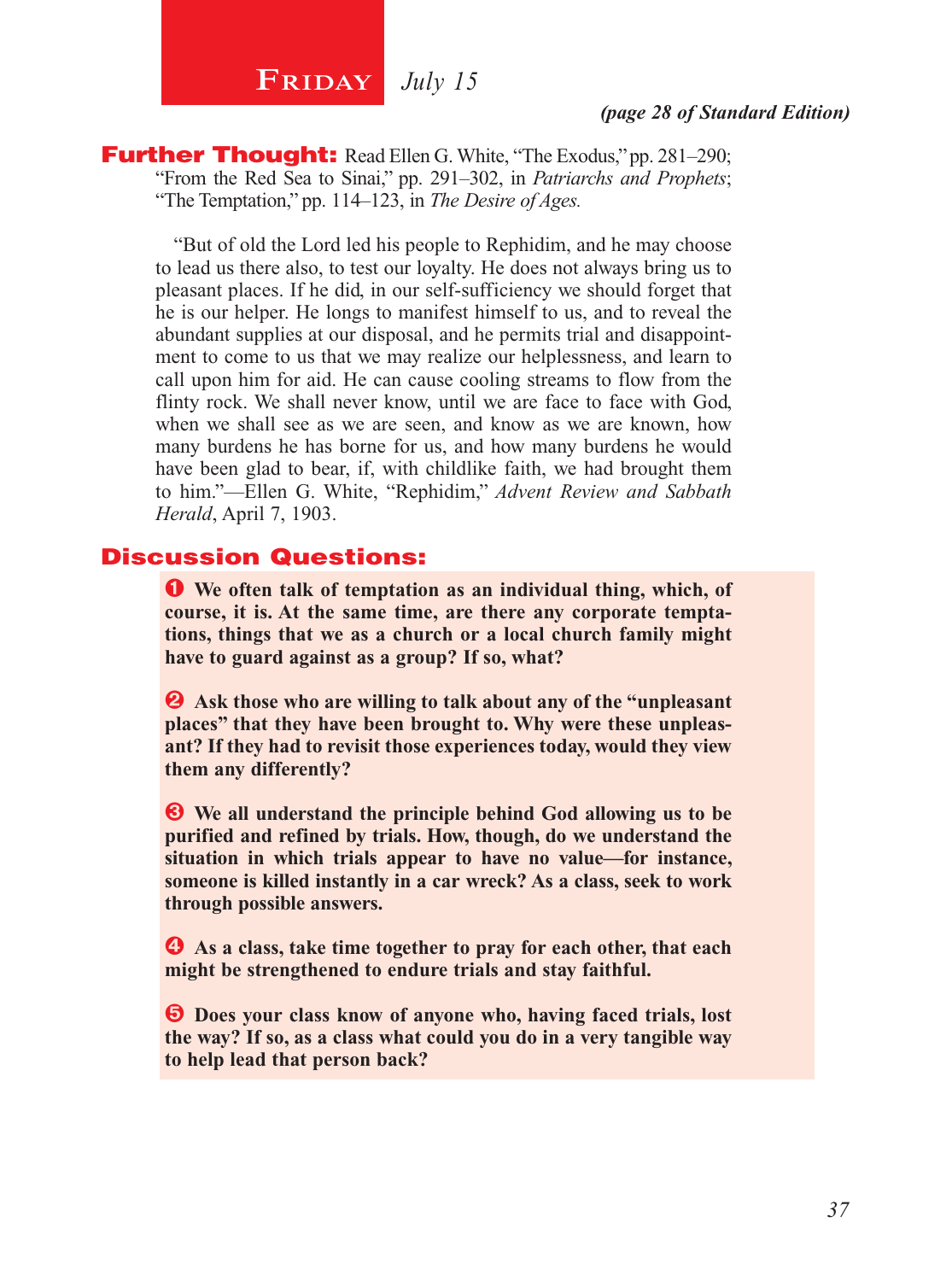# Friday *July 15*

***(page 28 of Standard Edition)***

**Further Thought:** Read Ellen G. White, "The Exodus," pp. 281–290; "From the Red Sea to Sinai," pp. 291–302, in *Patriarchs and Prophets*; "The Temptation," pp. 114–123, in *The Desire of Ages.*

"But of old the Lord led his people to Rephidim, and he may choose to lead us there also, to test our loyalty. He does not always bring us to pleasant places. If he did, in our self-sufficiency we should forget that he is our helper. He longs to manifest himself to us, and to reveal the abundant supplies at our disposal, and he permits trial and disappointment to come to us that we may realize our helplessness, and learn to call upon him for aid. He can cause cooling streams to flow from the flinty rock. We shall never know, until we are face to face with God, when we shall see as we are seen, and know as we are known, how many burdens he has borne for us, and how many burdens he would have been glad to bear, if, with childlike faith, we had brought them to him."—Ellen G. White, "Rephidim," *Advent Review and Sabbath Herald*, April 7, 1903.

## Discussion Questions:

❶ **We often talk of temptation as an individual thing, which, of course, it is. At the same time, are there any corporate temptations, things that we as a church or a local church family might have to guard against as a group? If so, what?**

❷ **Ask those who are willing to talk about any of the "unpleasant places" that they have been brought to. Why were these unpleasant? If they had to revisit those experiences today, would they view them any differently?**

❸ **We all understand the principle behind God allowing us to be purified and refined by trials. How, though, do we understand the situation in which trials appear to have no value—for instance, someone is killed instantly in a car wreck? As a class, seek to work through possible answers.**

❹ **As a class, take time together to pray for each other, that each might be strengthened to endure trials and stay faithful.**

❺ **Does your class know of anyone who, having faced trials, lost the way? If so, as a class what could you do in a very tangible way to help lead that person back?**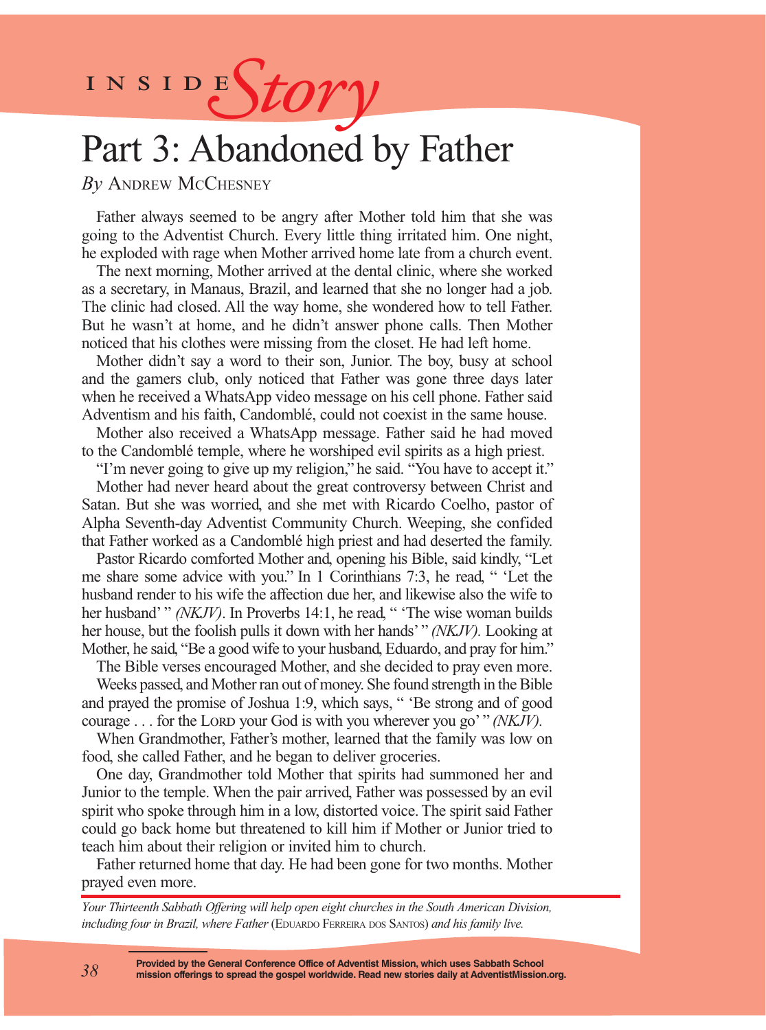# INSIDE *Story*

# Part 3: Abandoned by Father

*By* Andrew McChesney

Father always seemed to be angry after Mother told him that she was going to the Adventist Church. Every little thing irritated him. One night, he exploded with rage when Mother arrived home late from a church event.

The next morning, Mother arrived at the dental clinic, where she worked as a secretary, in Manaus, Brazil, and learned that she no longer had a job. The clinic had closed. All the way home, she wondered how to tell Father. But he wasn't at home, and he didn't answer phone calls. Then Mother noticed that his clothes were missing from the closet. He had left home.

Mother didn't say a word to their son, Junior. The boy, busy at school and the gamers club, only noticed that Father was gone three days later when he received a WhatsApp video message on his cell phone. Father said Adventism and his faith, Candomblé, could not coexist in the same house.

Mother also received a WhatsApp message. Father said he had moved to the Candomblé temple, where he worshiped evil spirits as a high priest.

"I'm never going to give up my religion," he said. "You have to accept it."

Mother had never heard about the great controversy between Christ and Satan. But she was worried, and she met with Ricardo Coelho, pastor of Alpha Seventh-day Adventist Community Church. Weeping, she confided that Father worked as a Candomblé high priest and had deserted the family.

Pastor Ricardo comforted Mother and, opening his Bible, said kindly, "Let me share some advice with you." In 1 Corinthians 7:3, he read, " 'Let the husband render to his wife the affection due her, and likewise also the wife to her husband' " *(NKJV)*. In Proverbs 14:1, he read, " 'The wise woman builds her house, but the foolish pulls it down with her hands' " *(NKJV).* Looking at Mother, he said, "Be a good wife to your husband, Eduardo, and pray for him."

The Bible verses encouraged Mother, and she decided to pray even more.

Weeks passed, and Mother ran out of money. She found strength in the Bible and prayed the promise of Joshua 1:9, which says, " 'Be strong and of good courage . . . for the Lord your God is with you wherever you go' " *(NKJV).*

When Grandmother, Father's mother, learned that the family was low on food, she called Father, and he began to deliver groceries.

One day, Grandmother told Mother that spirits had summoned her and Junior to the temple. When the pair arrived, Father was possessed by an evil spirit who spoke through him in a low, distorted voice. The spirit said Father could go back home but threatened to kill him if Mother or Junior tried to teach him about their religion or invited him to church.

Father returned home that day. He had been gone for two months. Mother prayed even more.

---

*Your Thirteenth Sabbath Offering will help open eight churches in the South American Division, including four in Brazil, where Father* (Eduardo Ferreira dos Santos) *and his family live.*

**Provided by the General Conference Office of Adventist Mission, which uses Sabbath School mission offerings to spread the gospel worldwide. Read new stories daily at AdventistMission.org.**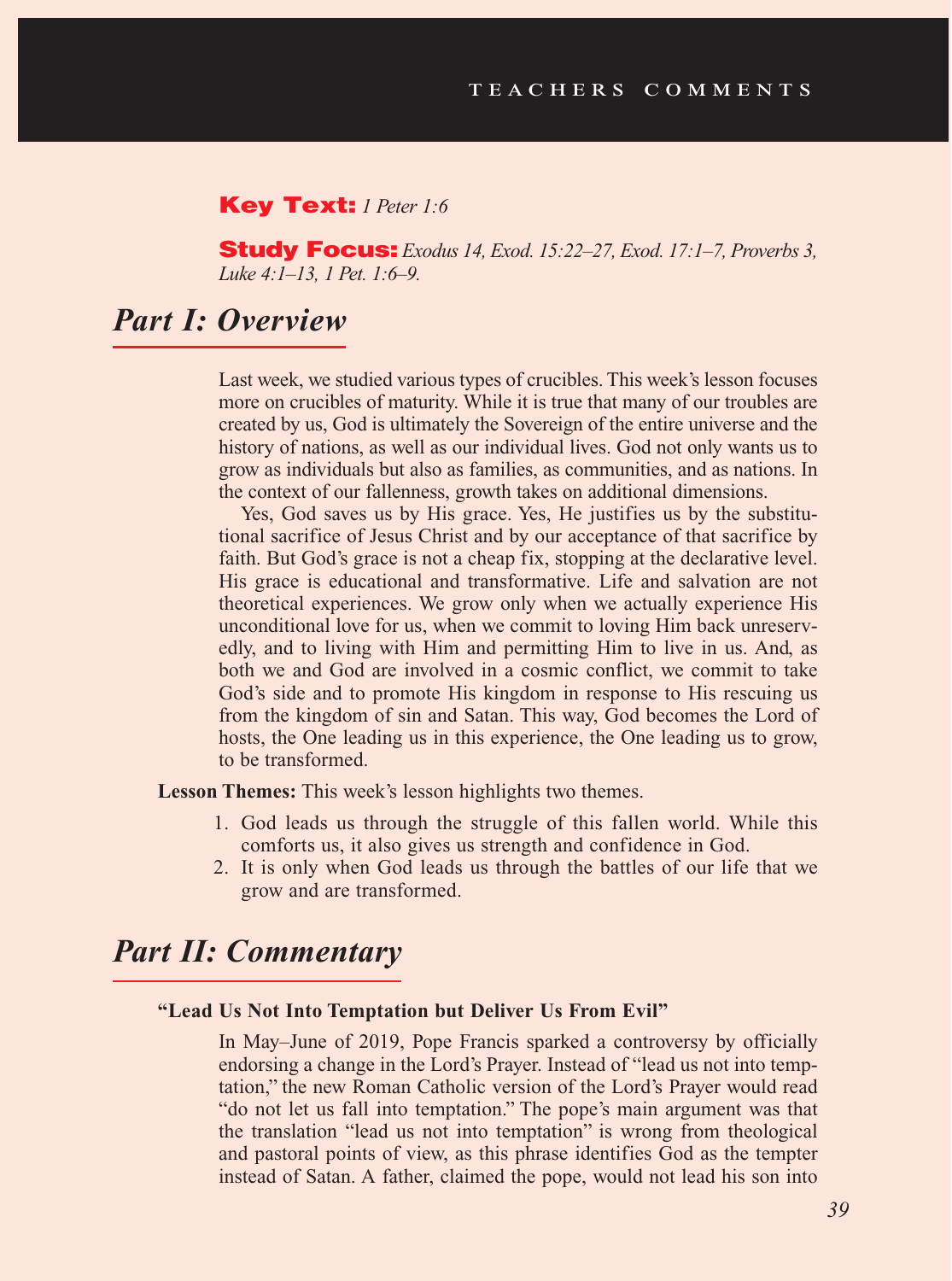# TEACHERS COMMENTS

**Key Text:** *1 Peter 1:6*

**Study Focus:** *Exodus 14, Exod. 15:22–27, Exod. 17:1–7, Proverbs 3, Luke 4:1–13, 1 Pet. 1:6–9.*

## *Part I: Overview*

Last week, we studied various types of crucibles. This week's lesson focuses more on crucibles of maturity. While it is true that many of our troubles are created by us, God is ultimately the Sovereign of the entire universe and the history of nations, as well as our individual lives. God not only wants us to grow as individuals but also as families, as communities, and as nations. In the context of our fallenness, growth takes on additional dimensions.

Yes, God saves us by His grace. Yes, He justifies us by the substitutional sacrifice of Jesus Christ and by our acceptance of that sacrifice by faith. But God's grace is not a cheap fix, stopping at the declarative level. His grace is educational and transformative. Life and salvation are not theoretical experiences. We grow only when we actually experience His unconditional love for us, when we commit to loving Him back unreservedly, and to living with Him and permitting Him to live in us. And, as both we and God are involved in a cosmic conflict, we commit to take God's side and to promote His kingdom in response to His rescuing us from the kingdom of sin and Satan. This way, God becomes the Lord of hosts, the One leading us in this experience, the One leading us to grow, to be transformed.

**Lesson Themes:** This week's lesson highlights two themes.

1. God leads us through the struggle of this fallen world. While this comforts us, it also gives us strength and confidence in God.
2. It is only when God leads us through the battles of our life that we grow and are transformed.

## *Part II: Commentary*

**"Lead Us Not Into Temptation but Deliver Us From Evil"**

In May–June of 2019, Pope Francis sparked a controversy by officially endorsing a change in the Lord's Prayer. Instead of "lead us not into temptation," the new Roman Catholic version of the Lord's Prayer would read "do not let us fall into temptation." The pope's main argument was that the translation "lead us not into temptation" is wrong from theological and pastoral points of view, as this phrase identifies God as the tempter instead of Satan. A father, claimed the pope, would not lead his son into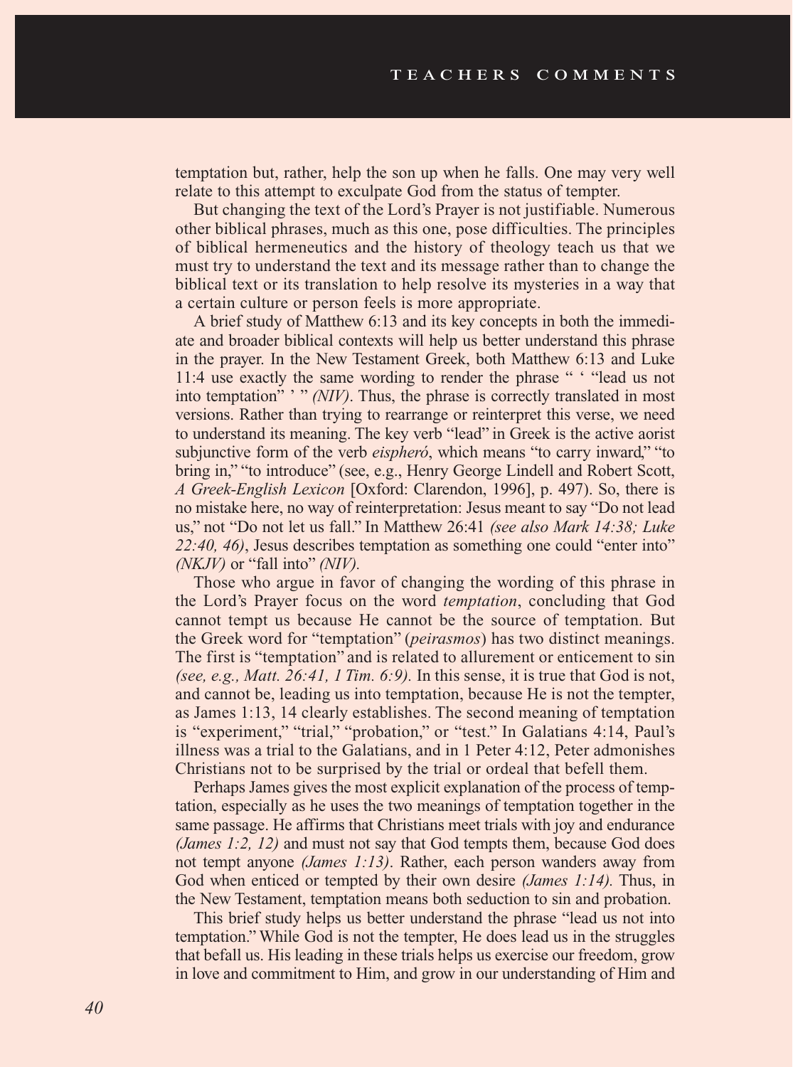temptation but, rather, help the son up when he falls. One may very well relate to this attempt to exculpate God from the status of tempter.

But changing the text of the Lord's Prayer is not justifiable. Numerous other biblical phrases, much as this one, pose difficulties. The principles of biblical hermeneutics and the history of theology teach us that we must try to understand the text and its message rather than to change the biblical text or its translation to help resolve its mysteries in a way that a certain culture or person feels is more appropriate.

A brief study of Matthew 6:13 and its key concepts in both the immediate and broader biblical contexts will help us better understand this phrase in the prayer. In the New Testament Greek, both Matthew 6:13 and Luke 11:4 use exactly the same wording to render the phrase " ' "lead us not into temptation" ' " *(NIV)*. Thus, the phrase is correctly translated in most versions. Rather than trying to rearrange or reinterpret this verse, we need to understand its meaning. The key verb "lead" in Greek is the active aorist subjunctive form of the verb *eispheró*, which means "to carry inward," "to bring in," "to introduce" (see, e.g., Henry George Lindell and Robert Scott, *A Greek-English Lexicon* [Oxford: Clarendon, 1996], p. 497). So, there is no mistake here, no way of reinterpretation: Jesus meant to say "Do not lead us," not "Do not let us fall." In Matthew 26:41 *(see also Mark 14:38; Luke 22:40, 46)*, Jesus describes temptation as something one could "enter into" *(NKJV)* or "fall into" *(NIV)*.

Those who argue in favor of changing the wording of this phrase in the Lord's Prayer focus on the word *temptation*, concluding that God cannot tempt us because He cannot be the source of temptation. But the Greek word for "temptation" (*peirasmos*) has two distinct meanings. The first is "temptation" and is related to allurement or enticement to sin *(see, e.g., Matt. 26:41, 1 Tim. 6:9)*. In this sense, it is true that God is not, and cannot be, leading us into temptation, because He is not the tempter, as James 1:13, 14 clearly establishes. The second meaning of temptation is "experiment," "trial," "probation," or "test." In Galatians 4:14, Paul's illness was a trial to the Galatians, and in 1 Peter 4:12, Peter admonishes Christians not to be surprised by the trial or ordeal that befell them.

Perhaps James gives the most explicit explanation of the process of temptation, especially as he uses the two meanings of temptation together in the same passage. He affirms that Christians meet trials with joy and endurance *(James 1:2, 12)* and must not say that God tempts them, because God does not tempt anyone *(James 1:13)*. Rather, each person wanders away from God when enticed or tempted by their own desire *(James 1:14)*. Thus, in the New Testament, temptation means both seduction to sin and probation.

This brief study helps us better understand the phrase "lead us not into temptation." While God is not the tempter, He does lead us in the struggles that befall us. His leading in these trials helps us exercise our freedom, grow in love and commitment to Him, and grow in our understanding of Him and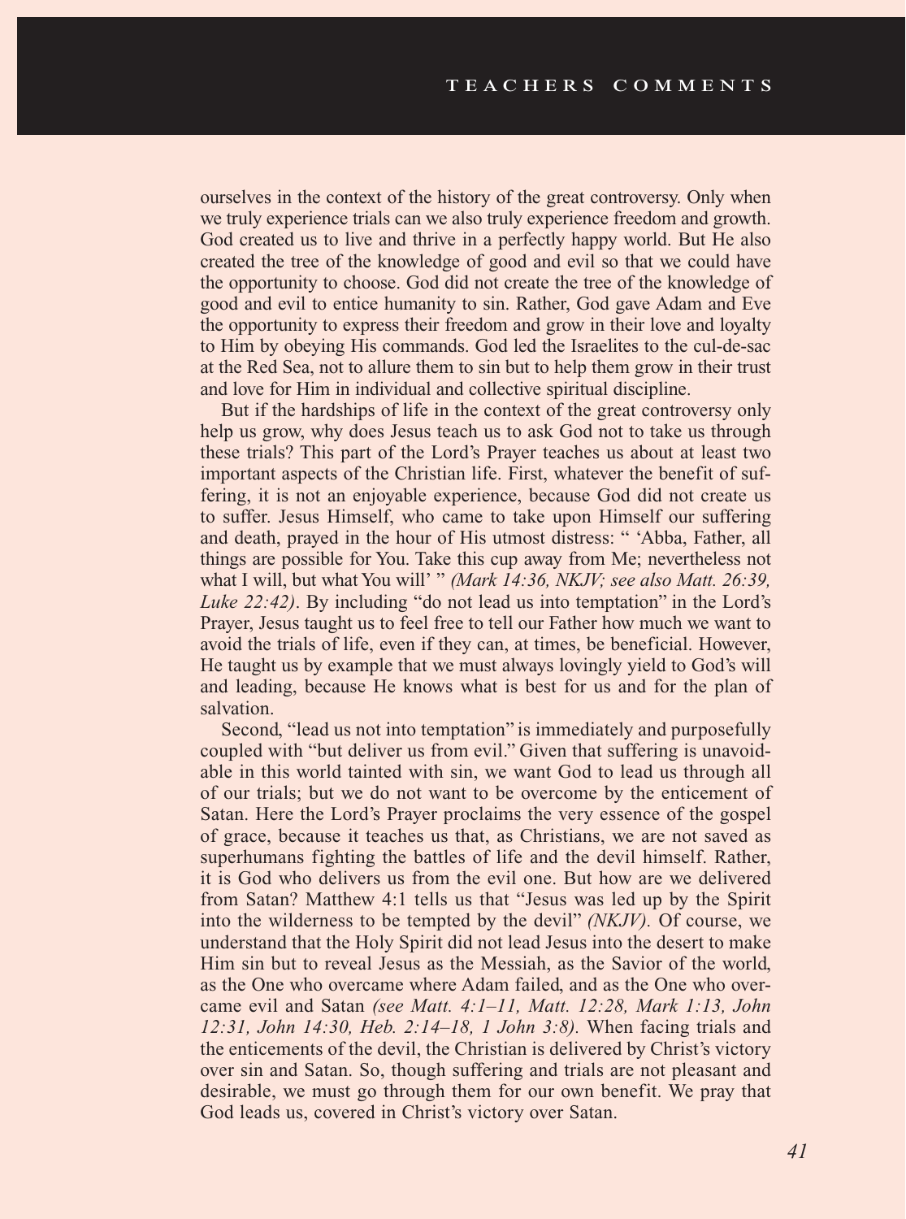ourselves in the context of the history of the great controversy. Only when we truly experience trials can we also truly experience freedom and growth. God created us to live and thrive in a perfectly happy world. But He also created the tree of the knowledge of good and evil so that we could have the opportunity to choose. God did not create the tree of the knowledge of good and evil to entice humanity to sin. Rather, God gave Adam and Eve the opportunity to express their freedom and grow in their love and loyalty to Him by obeying His commands. God led the Israelites to the cul-de-sac at the Red Sea, not to allure them to sin but to help them grow in their trust and love for Him in individual and collective spiritual discipline.

But if the hardships of life in the context of the great controversy only help us grow, why does Jesus teach us to ask God not to take us through these trials? This part of the Lord's Prayer teaches us about at least two important aspects of the Christian life. First, whatever the benefit of suffering, it is not an enjoyable experience, because God did not create us to suffer. Jesus Himself, who came to take upon Himself our suffering and death, prayed in the hour of His utmost distress: " 'Abba, Father, all things are possible for You. Take this cup away from Me; nevertheless not what I will, but what You will' " *(Mark 14:36, NKJV; see also Matt. 26:39, Luke 22:42)*. By including "do not lead us into temptation" in the Lord's Prayer, Jesus taught us to feel free to tell our Father how much we want to avoid the trials of life, even if they can, at times, be beneficial. However, He taught us by example that we must always lovingly yield to God's will and leading, because He knows what is best for us and for the plan of salvation.

Second, "lead us not into temptation" is immediately and purposefully coupled with "but deliver us from evil." Given that suffering is unavoidable in this world tainted with sin, we want God to lead us through all of our trials; but we do not want to be overcome by the enticement of Satan. Here the Lord's Prayer proclaims the very essence of the gospel of grace, because it teaches us that, as Christians, we are not saved as superhumans fighting the battles of life and the devil himself. Rather, it is God who delivers us from the evil one. But how are we delivered from Satan? Matthew 4:1 tells us that "Jesus was led up by the Spirit into the wilderness to be tempted by the devil" *(NKJV)*. Of course, we understand that the Holy Spirit did not lead Jesus into the desert to make Him sin but to reveal Jesus as the Messiah, as the Savior of the world, as the One who overcame where Adam failed, and as the One who overcame evil and Satan *(see Matt. 4:1–11, Matt. 12:28, Mark 1:13, John 12:31, John 14:30, Heb. 2:14–18, 1 John 3:8)*. When facing trials and the enticements of the devil, the Christian is delivered by Christ's victory over sin and Satan. So, though suffering and trials are not pleasant and desirable, we must go through them for our own benefit. We pray that God leads us, covered in Christ's victory over Satan.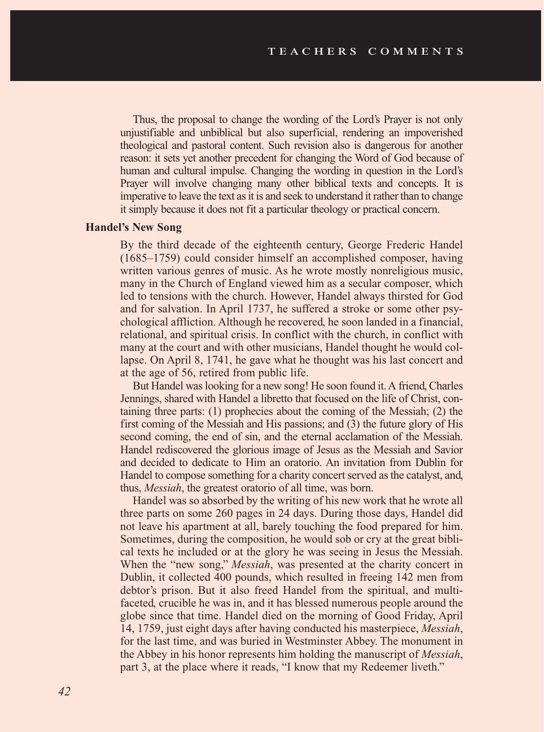Thus, the proposal to change the wording of the Lord's Prayer is not only unjustifiable and unbiblical but also superficial, rendering an impoverished theological and pastoral content. Such revision also is dangerous for another reason: it sets yet another precedent for changing the Word of God because of human and cultural impulse. Changing the wording in question in the Lord's Prayer will involve changing many other biblical texts and concepts. It is imperative to leave the text as it is and seek to understand it rather than to change it simply because it does not fit a particular theology or practical concern.

**Handel's New Song**

By the third decade of the eighteenth century, George Frederic Handel (1685–1759) could consider himself an accomplished composer, having written various genres of music. As he wrote mostly nonreligious music, many in the Church of England viewed him as a secular composer, which led to tensions with the church. However, Handel always thirsted for God and for salvation. In April 1737, he suffered a stroke or some other psychological affliction. Although he recovered, he soon landed in a financial, relational, and spiritual crisis. In conflict with the church, in conflict with many at the court and with other musicians, Handel thought he would collapse. On April 8, 1741, he gave what he thought was his last concert and at the age of 56, retired from public life.

But Handel was looking for a new song! He soon found it. A friend, Charles Jennings, shared with Handel a libretto that focused on the life of Christ, containing three parts: (1) prophecies about the coming of the Messiah; (2) the first coming of the Messiah and His passions; and (3) the future glory of His second coming, the end of sin, and the eternal acclamation of the Messiah. Handel rediscovered the glorious image of Jesus as the Messiah and Savior and decided to dedicate to Him an oratorio. An invitation from Dublin for Handel to compose something for a charity concert served as the catalyst, and, thus, *Messiah*, the greatest oratorio of all time, was born.

Handel was so absorbed by the writing of his new work that he wrote all three parts on some 260 pages in 24 days. During those days, Handel did not leave his apartment at all, barely touching the food prepared for him. Sometimes, during the composition, he would sob or cry at the great biblical texts he included or at the glory he was seeing in Jesus the Messiah. When the "new song," *Messiah*, was presented at the charity concert in Dublin, it collected 400 pounds, which resulted in freeing 142 men from debtor's prison. But it also freed Handel from the spiritual, and multifaceted, crucible he was in, and it has blessed numerous people around the globe since that time. Handel died on the morning of Good Friday, April 14, 1759, just eight days after having conducted his masterpiece, *Messiah*, for the last time, and was buried in Westminster Abbey. The monument in the Abbey in his honor represents him holding the manuscript of *Messiah*, part 3, at the place where it reads, "I know that my Redeemer liveth."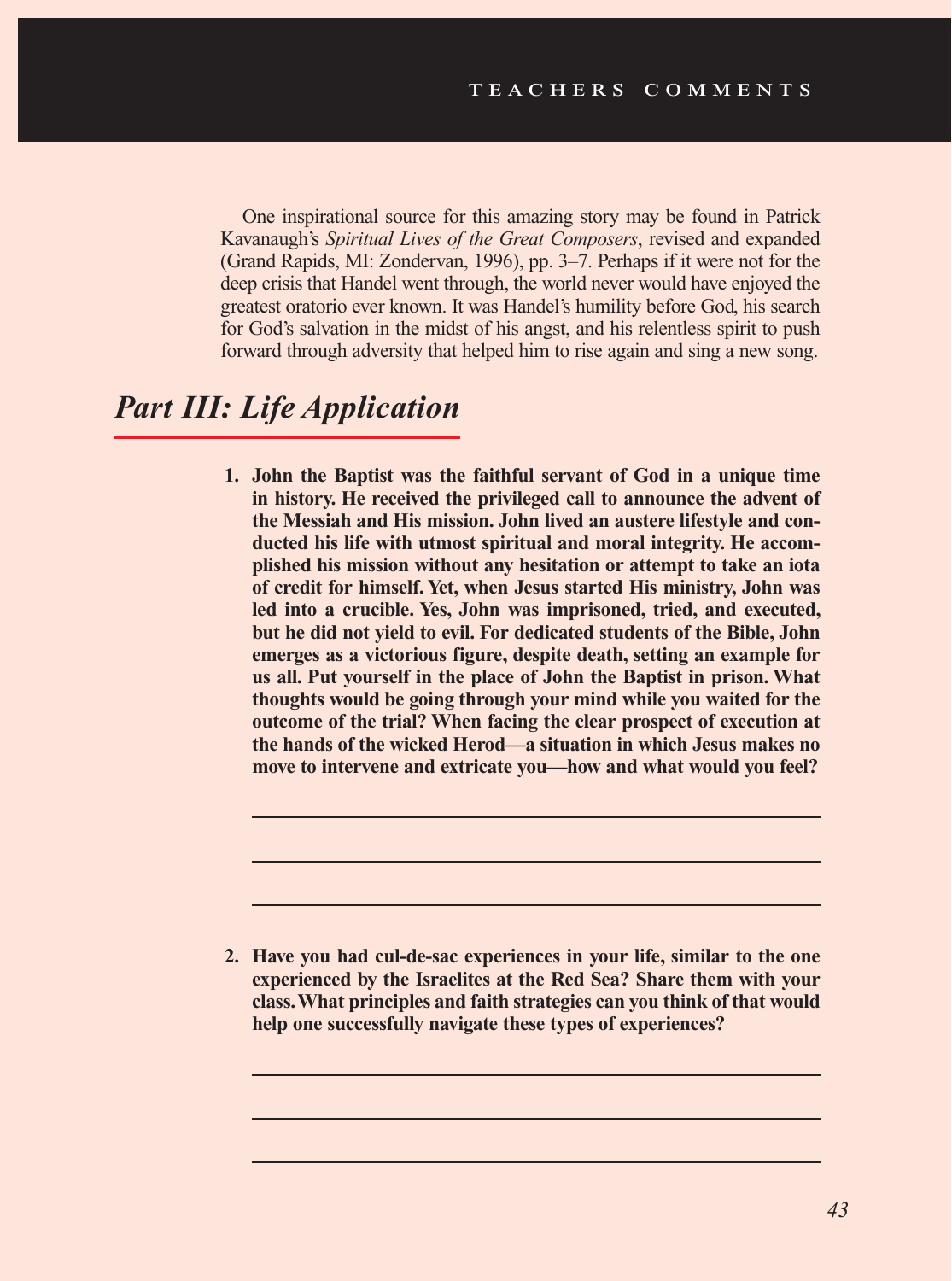One inspirational source for this amazing story may be found in Patrick Kavanaugh's *Spiritual Lives of the Great Composers*, revised and expanded (Grand Rapids, MI: Zondervan, 1996), pp. 3–7. Perhaps if it were not for the deep crisis that Handel went through, the world never would have enjoyed the greatest oratorio ever known. It was Handel's humility before God, his search for God's salvation in the midst of his angst, and his relentless spirit to push forward through adversity that helped him to rise again and sing a new song.

## *Part III: Life Application*

1. **John the Baptist was the faithful servant of God in a unique time in history. He received the privileged call to announce the advent of the Messiah and His mission. John lived an austere lifestyle and conducted his life with utmost spiritual and moral integrity. He accomplished his mission without any hesitation or attempt to take an iota of credit for himself. Yet, when Jesus started His ministry, John was led into a crucible. Yes, John was imprisoned, tried, and executed, but he did not yield to evil. For dedicated students of the Bible, John emerges as a victorious figure, despite death, setting an example for us all. Put yourself in the place of John the Baptist in prison. What thoughts would be going through your mind while you waited for the outcome of the trial? When facing the clear prospect of execution at the hands of the wicked Herod—a situation in which Jesus makes no move to intervene and extricate you—how and what would you feel?**

2. **Have you had cul-de-sac experiences in your life, similar to the one experienced by the Israelites at the Red Sea? Share them with your class. What principles and faith strategies can you think of that would help one successfully navigate these types of experiences?**